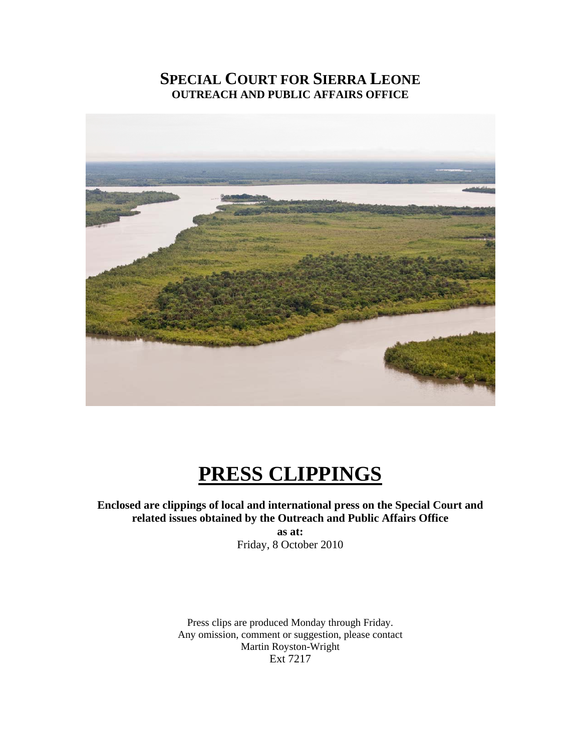# SPECIAL COURT FOR SIERRA LEONE

## OUTREACH AND PUBLIC AFFAIRS OFFICE

# PRESS CLIPPINGS

**Enclosed are clippings of local and international press on the Special Court and related issues obtained by the Outreach and Public Affairs Office**

**as at:**

Friday, 8 October 2010

Press clips are produced Monday through Friday.
Any omission, comment or suggestion, please contact
Martin Royston-Wright
Ext 7217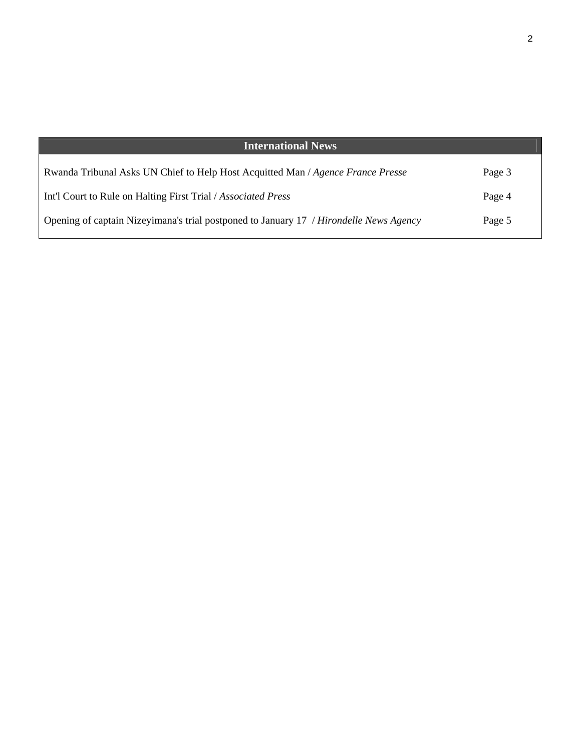## International News

| | |
|---|---|
| Rwanda Tribunal Asks UN Chief to Help Host Acquitted Man / *Agence France Presse* | Page 3 |
| Int'l Court to Rule on Halting First Trial / *Associated Press* | Page 4 |
| Opening of captain Nizeyimana's trial postponed to January 17 / *Hirondelle News Agency* | Page 5 |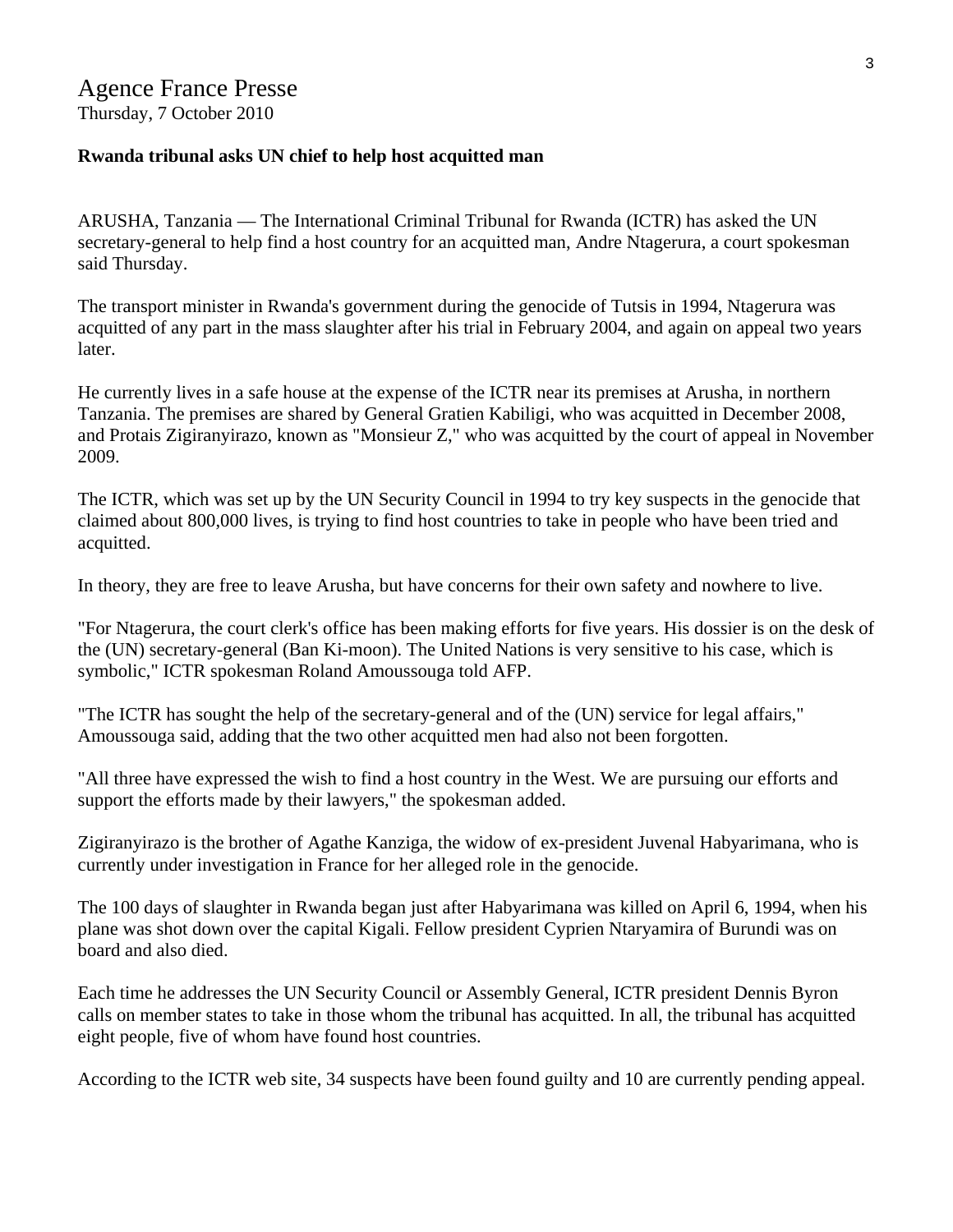## Agence France Presse

Thursday, 7 October 2010

**Rwanda tribunal asks UN chief to help host acquitted man**

ARUSHA, Tanzania — The International Criminal Tribunal for Rwanda (ICTR) has asked the UN secretary-general to help find a host country for an acquitted man, Andre Ntagerura, a court spokesman said Thursday.

The transport minister in Rwanda's government during the genocide of Tutsis in 1994, Ntagerura was acquitted of any part in the mass slaughter after his trial in February 2004, and again on appeal two years later.

He currently lives in a safe house at the expense of the ICTR near its premises at Arusha, in northern Tanzania. The premises are shared by General Gratien Kabiligi, who was acquitted in December 2008, and Protais Zigiranyirazo, known as "Monsieur Z," who was acquitted by the court of appeal in November 2009.

The ICTR, which was set up by the UN Security Council in 1994 to try key suspects in the genocide that claimed about 800,000 lives, is trying to find host countries to take in people who have been tried and acquitted.

In theory, they are free to leave Arusha, but have concerns for their own safety and nowhere to live.

"For Ntagerura, the court clerk's office has been making efforts for five years. His dossier is on the desk of the (UN) secretary-general (Ban Ki-moon). The United Nations is very sensitive to his case, which is symbolic," ICTR spokesman Roland Amoussouga told AFP.

"The ICTR has sought the help of the secretary-general and of the (UN) service for legal affairs," Amoussouga said, adding that the two other acquitted men had also not been forgotten.

"All three have expressed the wish to find a host country in the West. We are pursuing our efforts and support the efforts made by their lawyers," the spokesman added.

Zigiranyirazo is the brother of Agathe Kanziga, the widow of ex-president Juvenal Habyarimana, who is currently under investigation in France for her alleged role in the genocide.

The 100 days of slaughter in Rwanda began just after Habyarimana was killed on April 6, 1994, when his plane was shot down over the capital Kigali. Fellow president Cyprien Ntaryamira of Burundi was on board and also died.

Each time he addresses the UN Security Council or Assembly General, ICTR president Dennis Byron calls on member states to take in those whom the tribunal has acquitted. In all, the tribunal has acquitted eight people, five of whom have found host countries.

According to the ICTR web site, 34 suspects have been found guilty and 10 are currently pending appeal.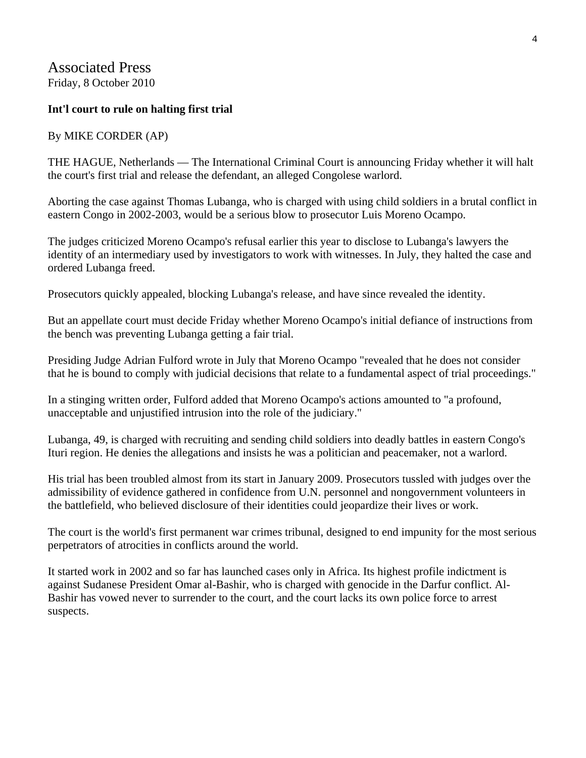# Associated Press

Friday, 8 October 2010

**Int'l court to rule on halting first trial**

By MIKE CORDER (AP)

THE HAGUE, Netherlands — The International Criminal Court is announcing Friday whether it will halt the court's first trial and release the defendant, an alleged Congolese warlord.

Aborting the case against Thomas Lubanga, who is charged with using child soldiers in a brutal conflict in eastern Congo in 2002-2003, would be a serious blow to prosecutor Luis Moreno Ocampo.

The judges criticized Moreno Ocampo's refusal earlier this year to disclose to Lubanga's lawyers the identity of an intermediary used by investigators to work with witnesses. In July, they halted the case and ordered Lubanga freed.

Prosecutors quickly appealed, blocking Lubanga's release, and have since revealed the identity.

But an appellate court must decide Friday whether Moreno Ocampo's initial defiance of instructions from the bench was preventing Lubanga getting a fair trial.

Presiding Judge Adrian Fulford wrote in July that Moreno Ocampo "revealed that he does not consider that he is bound to comply with judicial decisions that relate to a fundamental aspect of trial proceedings."

In a stinging written order, Fulford added that Moreno Ocampo's actions amounted to "a profound, unacceptable and unjustified intrusion into the role of the judiciary."

Lubanga, 49, is charged with recruiting and sending child soldiers into deadly battles in eastern Congo's Ituri region. He denies the allegations and insists he was a politician and peacemaker, not a warlord.

His trial has been troubled almost from its start in January 2009. Prosecutors tussled with judges over the admissibility of evidence gathered in confidence from U.N. personnel and nongovernment volunteers in the battlefield, who believed disclosure of their identities could jeopardize their lives or work.

The court is the world's first permanent war crimes tribunal, designed to end impunity for the most serious perpetrators of atrocities in conflicts around the world.

It started work in 2002 and so far has launched cases only in Africa. Its highest profile indictment is against Sudanese President Omar al-Bashir, who is charged with genocide in the Darfur conflict. Al-Bashir has vowed never to surrender to the court, and the court lacks its own police force to arrest suspects.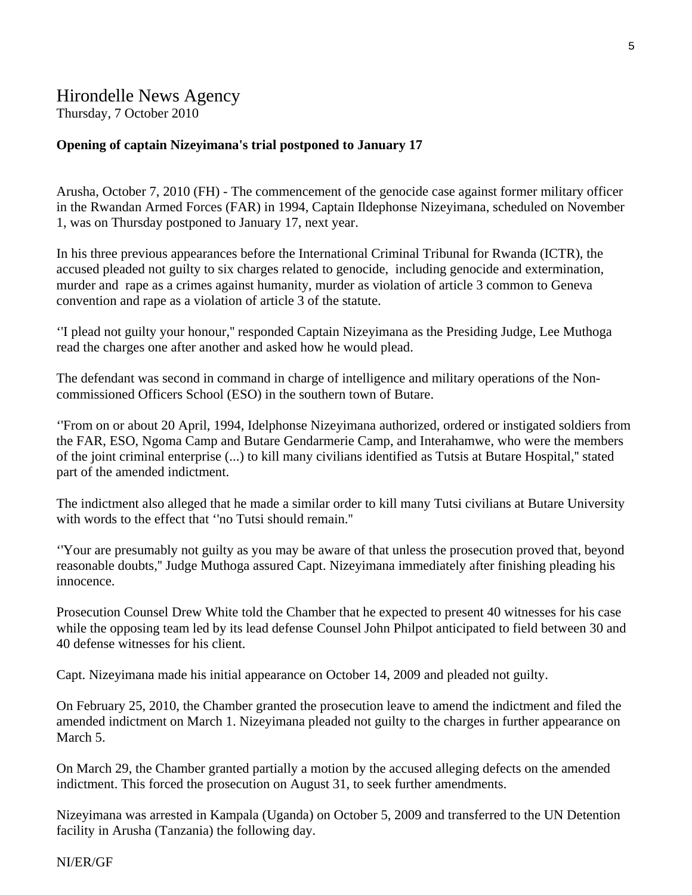# Hirondelle News Agency

Thursday, 7 October 2010

**Opening of captain Nizeyimana's trial postponed to January 17**

Arusha, October 7, 2010 (FH) - The commencement of the genocide case against former military officer in the Rwandan Armed Forces (FAR) in 1994, Captain Ildephonse Nizeyimana, scheduled on November 1, was on Thursday postponed to January 17, next year.

In his three previous appearances before the International Criminal Tribunal for Rwanda (ICTR), the accused pleaded not guilty to six charges related to genocide, including genocide and extermination, murder and rape as a crimes against humanity, murder as violation of article 3 common to Geneva convention and rape as a violation of article 3 of the statute.

''I plead not guilty your honour,'' responded Captain Nizeyimana as the Presiding Judge, Lee Muthoga read the charges one after another and asked how he would plead.

The defendant was second in command in charge of intelligence and military operations of the Non-commissioned Officers School (ESO) in the southern town of Butare.

''From on or about 20 April, 1994, Idelphonse Nizeyimana authorized, ordered or instigated soldiers from the FAR, ESO, Ngoma Camp and Butare Gendarmerie Camp, and Interahamwe, who were the members of the joint criminal enterprise (...) to kill many civilians identified as Tutsis at Butare Hospital,'' stated part of the amended indictment.

The indictment also alleged that he made a similar order to kill many Tutsi civilians at Butare University with words to the effect that ''no Tutsi should remain.''

''Your are presumably not guilty as you may be aware of that unless the prosecution proved that, beyond reasonable doubts,'' Judge Muthoga assured Capt. Nizeyimana immediately after finishing pleading his innocence.

Prosecution Counsel Drew White told the Chamber that he expected to present 40 witnesses for his case while the opposing team led by its lead defense Counsel John Philpot anticipated to field between 30 and 40 defense witnesses for his client.

Capt. Nizeyimana made his initial appearance on October 14, 2009 and pleaded not guilty.

On February 25, 2010, the Chamber granted the prosecution leave to amend the indictment and filed the amended indictment on March 1. Nizeyimana pleaded not guilty to the charges in further appearance on March 5.

On March 29, the Chamber granted partially a motion by the accused alleging defects on the amended indictment. This forced the prosecution on August 31, to seek further amendments.

Nizeyimana was arrested in Kampala (Uganda) on October 5, 2009 and transferred to the UN Detention facility in Arusha (Tanzania) the following day.

NI/ER/GF